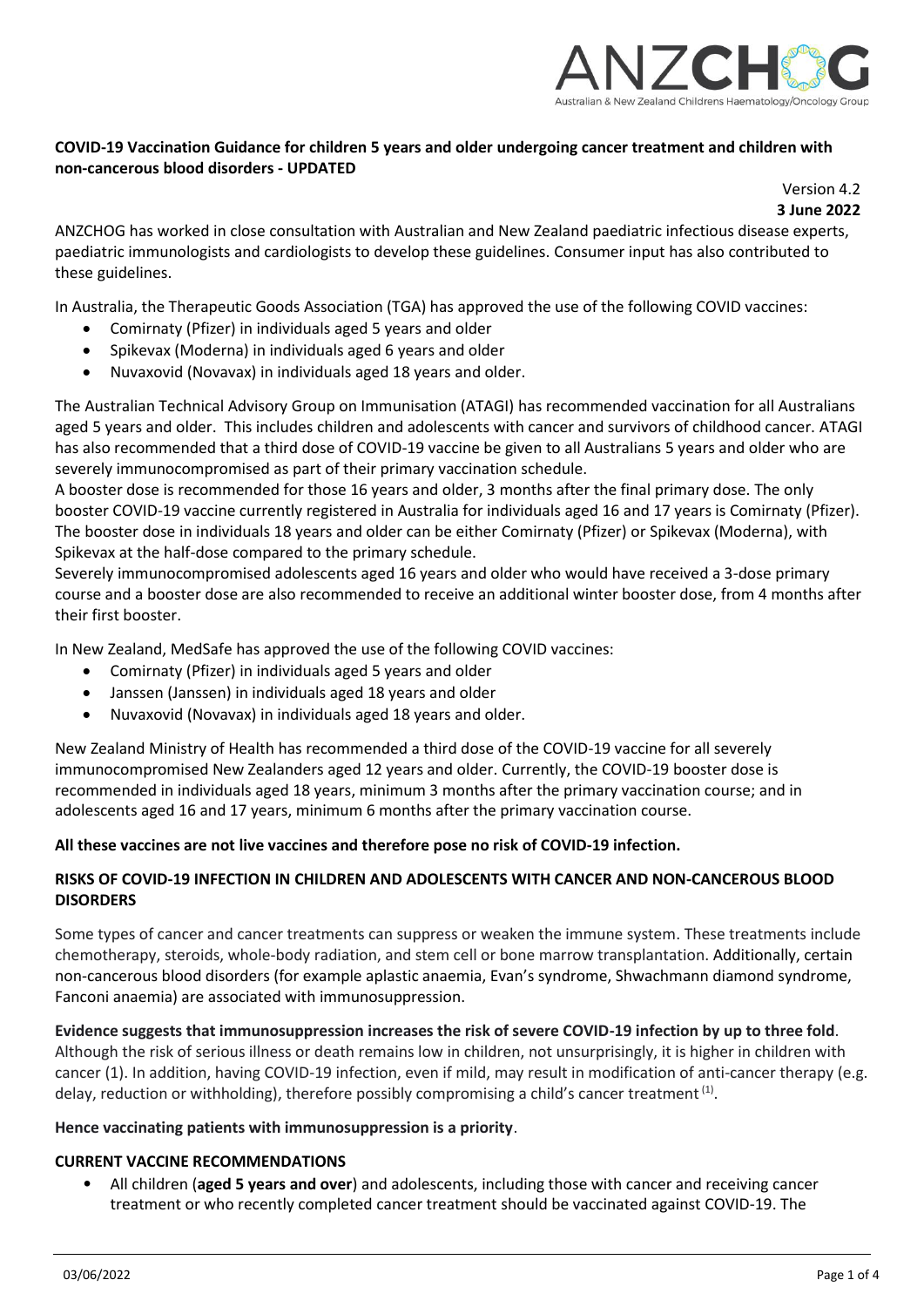**COVID-19 Vaccination Guidance for children 5 years and older undergoing cancer treatment and children with non-cancerous blood disorders - UPDATED**

Version 4.2
**3 June 2022**

ANZCHOG has worked in close consultation with Australian and New Zealand paediatric infectious disease experts, paediatric immunologists and cardiologists to develop these guidelines. Consumer input has also contributed to these guidelines.

In Australia, the Therapeutic Goods Association (TGA) has approved the use of the following COVID vaccines:

- Comirnaty (Pfizer) in individuals aged 5 years and older
- Spikevax (Moderna) in individuals aged 6 years and older
- Nuvaxovid (Novavax) in individuals aged 18 years and older.

The Australian Technical Advisory Group on Immunisation (ATAGI) has recommended vaccination for all Australians aged 5 years and older. This includes children and adolescents with cancer and survivors of childhood cancer. ATAGI has also recommended that a third dose of COVID-19 vaccine be given to all Australians 5 years and older who are severely immunocompromised as part of their primary vaccination schedule.

A booster dose is recommended for those 16 years and older, 3 months after the final primary dose. The only booster COVID-19 vaccine currently registered in Australia for individuals aged 16 and 17 years is Comirnaty (Pfizer). The booster dose in individuals 18 years and older can be either Comirnaty (Pfizer) or Spikevax (Moderna), with Spikevax at the half-dose compared to the primary schedule.

Severely immunocompromised adolescents aged 16 years and older who would have received a 3-dose primary course and a booster dose are also recommended to receive an additional winter booster dose, from 4 months after their first booster.

In New Zealand, MedSafe has approved the use of the following COVID vaccines:

- Comirnaty (Pfizer) in individuals aged 5 years and older
- Janssen (Janssen) in individuals aged 18 years and older
- Nuvaxovid (Novavax) in individuals aged 18 years and older.

New Zealand Ministry of Health has recommended a third dose of the COVID-19 vaccine for all severely immunocompromised New Zealanders aged 12 years and older. Currently, the COVID-19 booster dose is recommended in individuals aged 18 years, minimum 3 months after the primary vaccination course; and in adolescents aged 16 and 17 years, minimum 6 months after the primary vaccination course.

**All these vaccines are not live vaccines and therefore pose no risk of COVID-19 infection.**

**RISKS OF COVID-19 INFECTION IN CHILDREN AND ADOLESCENTS WITH CANCER AND NON-CANCEROUS BLOOD DISORDERS**

Some types of cancer and cancer treatments can suppress or weaken the immune system. These treatments include chemotherapy, steroids, whole-body radiation, and stem cell or bone marrow transplantation. Additionally, certain non-cancerous blood disorders (for example aplastic anaemia, Evan's syndrome, Shwachmann diamond syndrome, Fanconi anaemia) are associated with immunosuppression.

**Evidence suggests that immunosuppression increases the risk of severe COVID-19 infection by up to three fold**. Although the risk of serious illness or death remains low in children, not unsurprisingly, it is higher in children with cancer (1). In addition, having COVID-19 infection, even if mild, may result in modification of anti-cancer therapy (e.g. delay, reduction or withholding), therefore possibly compromising a child's cancer treatment [(1)].

**Hence vaccinating patients with immunosuppression is a priority**.

**CURRENT VACCINE RECOMMENDATIONS**

- All children (**aged 5 years and over**) and adolescents, including those with cancer and receiving cancer treatment or who recently completed cancer treatment should be vaccinated against COVID-19. The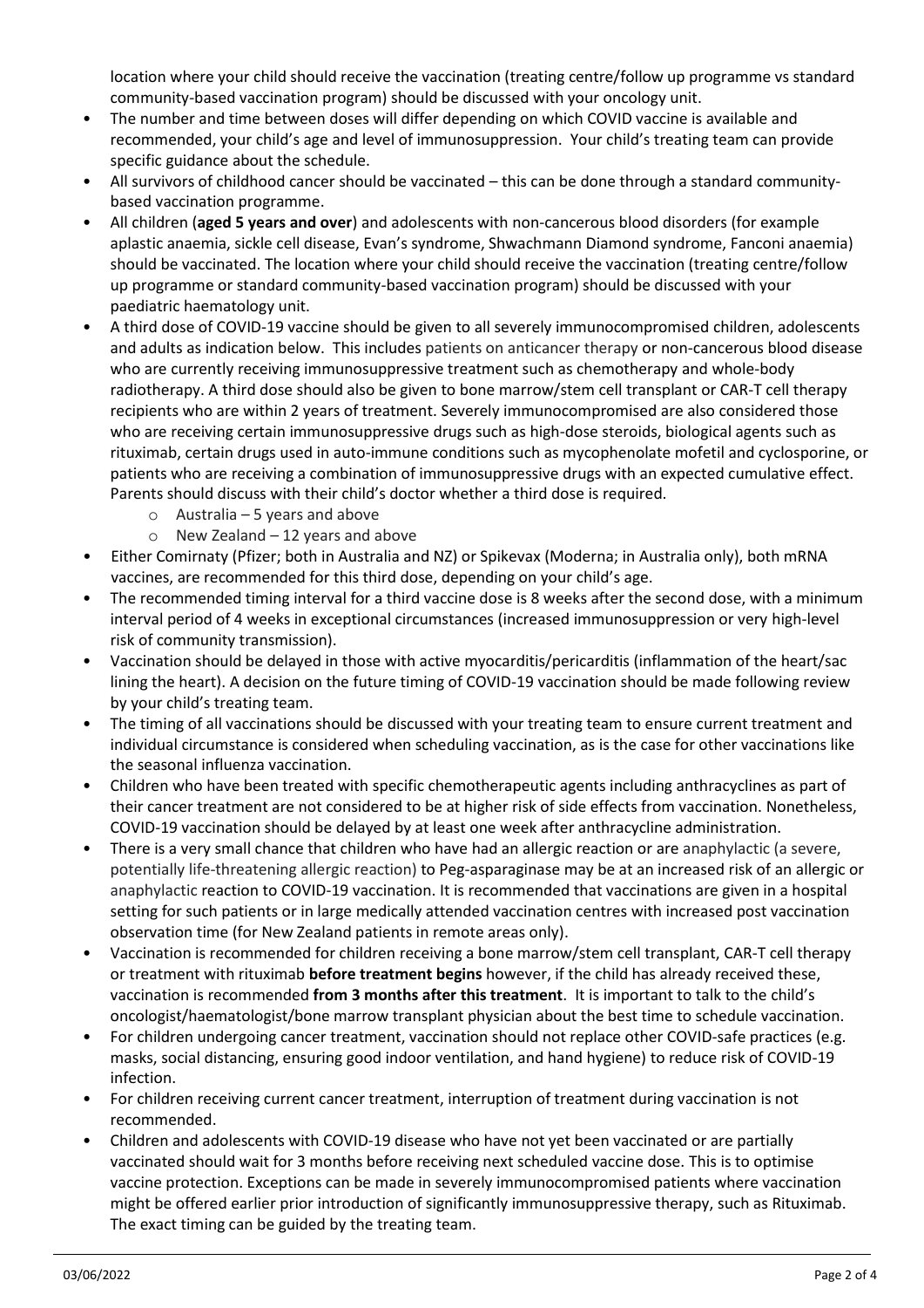location where your child should receive the vaccination (treating centre/follow up programme vs standard community-based vaccination program) should be discussed with your oncology unit.

- The number and time between doses will differ depending on which COVID vaccine is available and recommended, your child's age and level of immunosuppression. Your child's treating team can provide specific guidance about the schedule.
- All survivors of childhood cancer should be vaccinated – this can be done through a standard community-based vaccination programme.
- All children (**aged 5 years and over**) and adolescents with non-cancerous blood disorders (for example aplastic anaemia, sickle cell disease, Evan's syndrome, Shwachmann Diamond syndrome, Fanconi anaemia) should be vaccinated. The location where your child should receive the vaccination (treating centre/follow up programme or standard community-based vaccination program) should be discussed with your paediatric haematology unit.
- A third dose of COVID-19 vaccine should be given to all severely immunocompromised children, adolescents and adults as indication below. This includes patients on anticancer therapy or non-cancerous blood disease who are currently receiving immunosuppressive treatment such as chemotherapy and whole-body radiotherapy. A third dose should also be given to bone marrow/stem cell transplant or CAR-T cell therapy recipients who are within 2 years of treatment. Severely immunocompromised are also considered those who are receiving certain immunosuppressive drugs such as high-dose steroids, biological agents such as rituximab, certain drugs used in auto-immune conditions such as mycophenolate mofetil and cyclosporine, or patients who are receiving a combination of immunosuppressive drugs with an expected cumulative effect. Parents should discuss with their child's doctor whether a third dose is required.
  - Australia – 5 years and above
  - New Zealand – 12 years and above
- Either Comirnaty (Pfizer; both in Australia and NZ) or Spikevax (Moderna; in Australia only), both mRNA vaccines, are recommended for this third dose, depending on your child's age.
- The recommended timing interval for a third vaccine dose is 8 weeks after the second dose, with a minimum interval period of 4 weeks in exceptional circumstances (increased immunosuppression or very high-level risk of community transmission).
- Vaccination should be delayed in those with active myocarditis/pericarditis (inflammation of the heart/sac lining the heart). A decision on the future timing of COVID-19 vaccination should be made following review by your child's treating team.
- The timing of all vaccinations should be discussed with your treating team to ensure current treatment and individual circumstance is considered when scheduling vaccination, as is the case for other vaccinations like the seasonal influenza vaccination.
- Children who have been treated with specific chemotherapeutic agents including anthracyclines as part of their cancer treatment are not considered to be at higher risk of side effects from vaccination. Nonetheless, COVID-19 vaccination should be delayed by at least one week after anthracycline administration.
- There is a very small chance that children who have had an allergic reaction or are anaphylactic (a severe, potentially life-threatening allergic reaction) to Peg-asparaginase may be at an increased risk of an allergic or anaphylactic reaction to COVID-19 vaccination. It is recommended that vaccinations are given in a hospital setting for such patients or in large medically attended vaccination centres with increased post vaccination observation time (for New Zealand patients in remote areas only).
- Vaccination is recommended for children receiving a bone marrow/stem cell transplant, CAR-T cell therapy or treatment with rituximab **before treatment begins** however, if the child has already received these, vaccination is recommended **from 3 months after this treatment**. It is important to talk to the child's oncologist/haematologist/bone marrow transplant physician about the best time to schedule vaccination.
- For children undergoing cancer treatment, vaccination should not replace other COVID-safe practices (e.g. masks, social distancing, ensuring good indoor ventilation, and hand hygiene) to reduce risk of COVID-19 infection.
- For children receiving current cancer treatment, interruption of treatment during vaccination is not recommended.
- Children and adolescents with COVID-19 disease who have not yet been vaccinated or are partially vaccinated should wait for 3 months before receiving next scheduled vaccine dose. This is to optimise vaccine protection. Exceptions can be made in severely immunocompromised patients where vaccination might be offered earlier prior introduction of significantly immunosuppressive therapy, such as Rituximab. The exact timing can be guided by the treating team.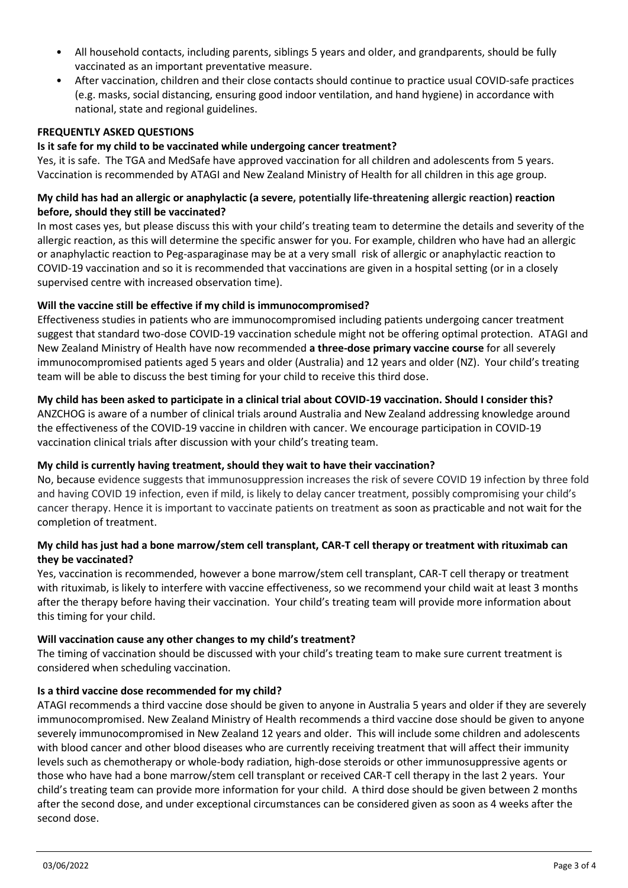- All household contacts, including parents, siblings 5 years and older, and grandparents, should be fully vaccinated as an important preventative measure.
- After vaccination, children and their close contacts should continue to practice usual COVID-safe practices (e.g. masks, social distancing, ensuring good indoor ventilation, and hand hygiene) in accordance with national, state and regional guidelines.

**FREQUENTLY ASKED QUESTIONS**

**Is it safe for my child to be vaccinated while undergoing cancer treatment?**

Yes, it is safe. The TGA and MedSafe have approved vaccination for all children and adolescents from 5 years. Vaccination is recommended by ATAGI and New Zealand Ministry of Health for all children in this age group.

**My child has had an allergic or anaphylactic (a severe, potentially life-threatening allergic reaction) reaction before, should they still be vaccinated?**

In most cases yes, but please discuss this with your child's treating team to determine the details and severity of the allergic reaction, as this will determine the specific answer for you. For example, children who have had an allergic or anaphylactic reaction to Peg-asparaginase may be at a very small risk of allergic or anaphylactic reaction to COVID-19 vaccination and so it is recommended that vaccinations are given in a hospital setting (or in a closely supervised centre with increased observation time).

**Will the vaccine still be effective if my child is immunocompromised?**

Effectiveness studies in patients who are immunocompromised including patients undergoing cancer treatment suggest that standard two-dose COVID-19 vaccination schedule might not be offering optimal protection. ATAGI and New Zealand Ministry of Health have now recommended **a three-dose primary vaccine course** for all severely immunocompromised patients aged 5 years and older (Australia) and 12 years and older (NZ). Your child's treating team will be able to discuss the best timing for your child to receive this third dose.

**My child has been asked to participate in a clinical trial about COVID-19 vaccination. Should I consider this?**

ANZCHOG is aware of a number of clinical trials around Australia and New Zealand addressing knowledge around the effectiveness of the COVID-19 vaccine in children with cancer. We encourage participation in COVID-19 vaccination clinical trials after discussion with your child's treating team.

**My child is currently having treatment, should they wait to have their vaccination?**

No, because evidence suggests that immunosuppression increases the risk of severe COVID 19 infection by three fold and having COVID 19 infection, even if mild, is likely to delay cancer treatment, possibly compromising your child's cancer therapy. Hence it is important to vaccinate patients on treatment as soon as practicable and not wait for the completion of treatment.

**My child has just had a bone marrow/stem cell transplant, CAR-T cell therapy or treatment with rituximab can they be vaccinated?**

Yes, vaccination is recommended, however a bone marrow/stem cell transplant, CAR-T cell therapy or treatment with rituximab, is likely to interfere with vaccine effectiveness, so we recommend your child wait at least 3 months after the therapy before having their vaccination. Your child's treating team will provide more information about this timing for your child.

**Will vaccination cause any other changes to my child's treatment?**

The timing of vaccination should be discussed with your child's treating team to make sure current treatment is considered when scheduling vaccination.

**Is a third vaccine dose recommended for my child?**

ATAGI recommends a third vaccine dose should be given to anyone in Australia 5 years and older if they are severely immunocompromised. New Zealand Ministry of Health recommends a third vaccine dose should be given to anyone severely immunocompromised in New Zealand 12 years and older. This will include some children and adolescents with blood cancer and other blood diseases who are currently receiving treatment that will affect their immunity levels such as chemotherapy or whole-body radiation, high-dose steroids or other immunosuppressive agents or those who have had a bone marrow/stem cell transplant or received CAR-T cell therapy in the last 2 years. Your child's treating team can provide more information for your child. A third dose should be given between 2 months after the second dose, and under exceptional circumstances can be considered given as soon as 4 weeks after the second dose.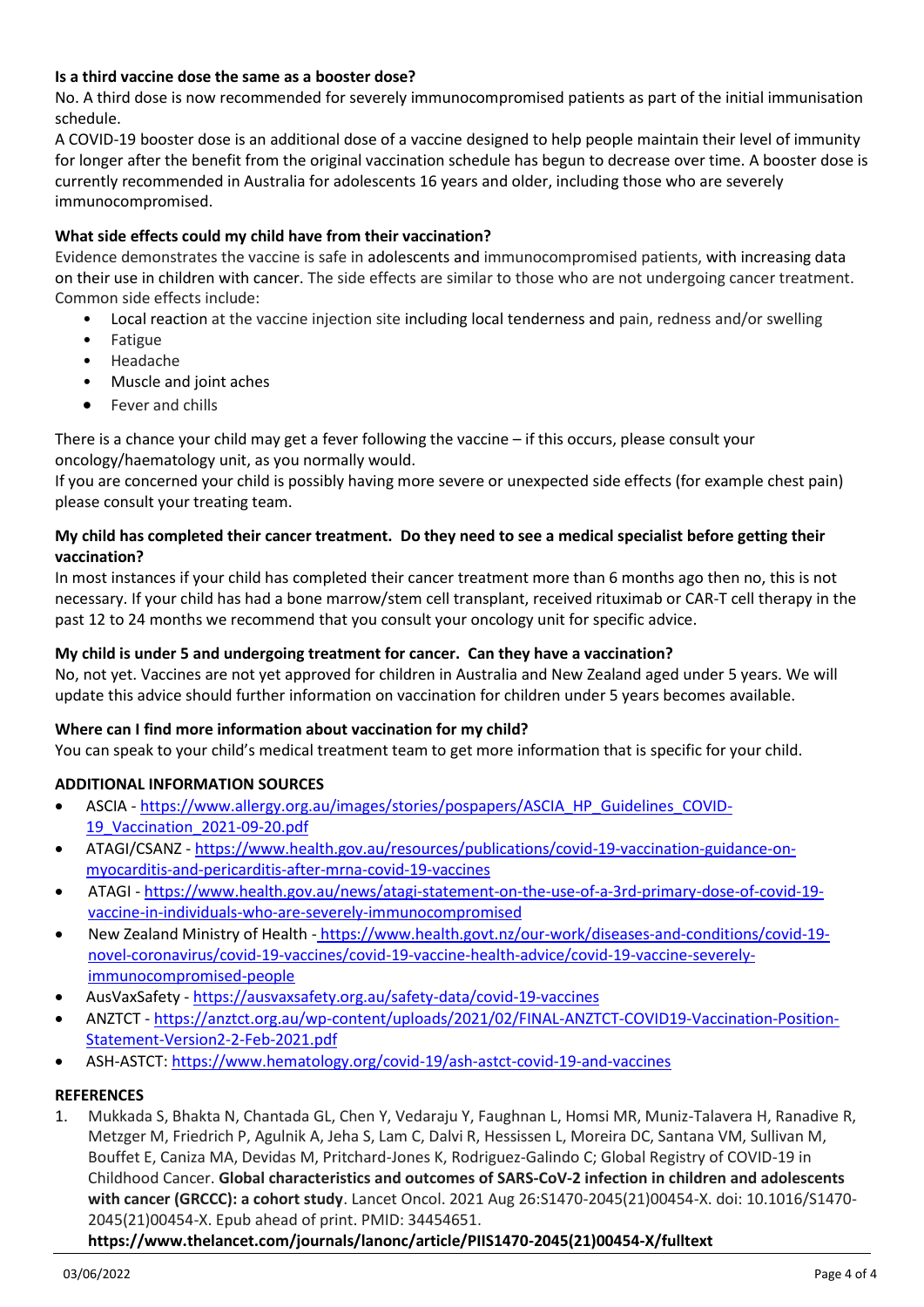**Is a third vaccine dose the same as a booster dose?**

No. A third dose is now recommended for severely immunocompromised patients as part of the initial immunisation schedule.

A COVID-19 booster dose is an additional dose of a vaccine designed to help people maintain their level of immunity for longer after the benefit from the original vaccination schedule has begun to decrease over time. A booster dose is currently recommended in Australia for adolescents 16 years and older, including those who are severely immunocompromised.

**What side effects could my child have from their vaccination?**

Evidence demonstrates the vaccine is safe in adolescents and immunocompromised patients, with increasing data on their use in children with cancer. The side effects are similar to those who are not undergoing cancer treatment. Common side effects include:

- Local reaction at the vaccine injection site including local tenderness and pain, redness and/or swelling
- Fatigue
- Headache
- Muscle and joint aches
- Fever and chills

There is a chance your child may get a fever following the vaccine – if this occurs, please consult your oncology/haematology unit, as you normally would.

If you are concerned your child is possibly having more severe or unexpected side effects (for example chest pain) please consult your treating team.

**My child has completed their cancer treatment. Do they need to see a medical specialist before getting their vaccination?**

In most instances if your child has completed their cancer treatment more than 6 months ago then no, this is not necessary. If your child has had a bone marrow/stem cell transplant, received rituximab or CAR-T cell therapy in the past 12 to 24 months we recommend that you consult your oncology unit for specific advice.

**My child is under 5 and undergoing treatment for cancer. Can they have a vaccination?**

No, not yet. Vaccines are not yet approved for children in Australia and New Zealand aged under 5 years. We will update this advice should further information on vaccination for children under 5 years becomes available.

**Where can I find more information about vaccination for my child?**

You can speak to your child's medical treatment team to get more information that is specific for your child.

**ADDITIONAL INFORMATION SOURCES**

- ASCIA - https://www.allergy.org.au/images/stories/pospapers/ASCIA_HP_Guidelines_COVID-19_Vaccination_2021-09-20.pdf
- ATAGI/CSANZ - https://www.health.gov.au/resources/publications/covid-19-vaccination-guidance-on-myocarditis-and-pericarditis-after-mrna-covid-19-vaccines
- ATAGI - https://www.health.gov.au/news/atagi-statement-on-the-use-of-a-3rd-primary-dose-of-covid-19-vaccine-in-individuals-who-are-severely-immunocompromised
- New Zealand Ministry of Health - https://www.health.govt.nz/our-work/diseases-and-conditions/covid-19-novel-coronavirus/covid-19-vaccines/covid-19-vaccine-health-advice/covid-19-vaccine-severely-immunocompromised-people
- AusVaxSafety - https://ausvaxsafety.org.au/safety-data/covid-19-vaccines
- ANZTCT - https://anztct.org.au/wp-content/uploads/2021/02/FINAL-ANZTCT-COVID19-Vaccination-Position-Statement-Version2-2-Feb-2021.pdf
- ASH-ASTCT: https://www.hematology.org/covid-19/ash-astct-covid-19-and-vaccines

**REFERENCES**

1. Mukkada S, Bhakta N, Chantada GL, Chen Y, Vedaraju Y, Faughnan L, Homsi MR, Muniz-Talavera H, Ranadive R, Metzger M, Friedrich P, Agulnik A, Jeha S, Lam C, Dalvi R, Hessissen L, Moreira DC, Santana VM, Sullivan M, Bouffet E, Caniza MA, Devidas M, Pritchard-Jones K, Rodriguez-Galindo C; Global Registry of COVID-19 in Childhood Cancer. **Global characteristics and outcomes of SARS-CoV-2 infection in children and adolescents with cancer (GRCCC): a cohort study**. Lancet Oncol. 2021 Aug 26:S1470-2045(21)00454-X. doi: 10.1016/S1470-2045(21)00454-X. Epub ahead of print. PMID: 34454651.
   **https://www.thelancet.com/journals/lanonc/article/PIIS1470-2045(21)00454-X/fulltext**

03/06/2022